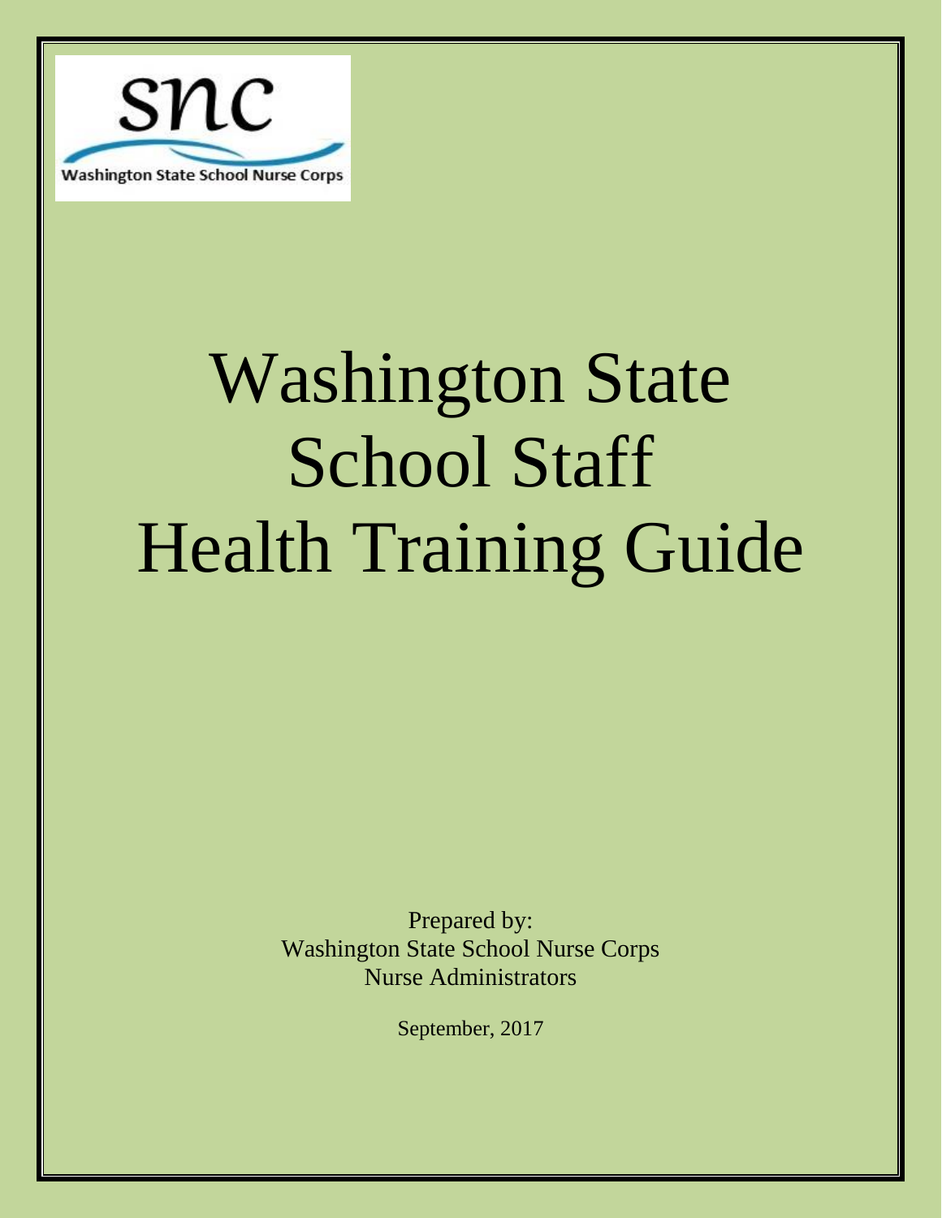snc

Washington State School Nurse Corps

# Washington State School Staff Health Training Guide

Prepared by:
Washington State School Nurse Corps
Nurse Administrators

September, 2017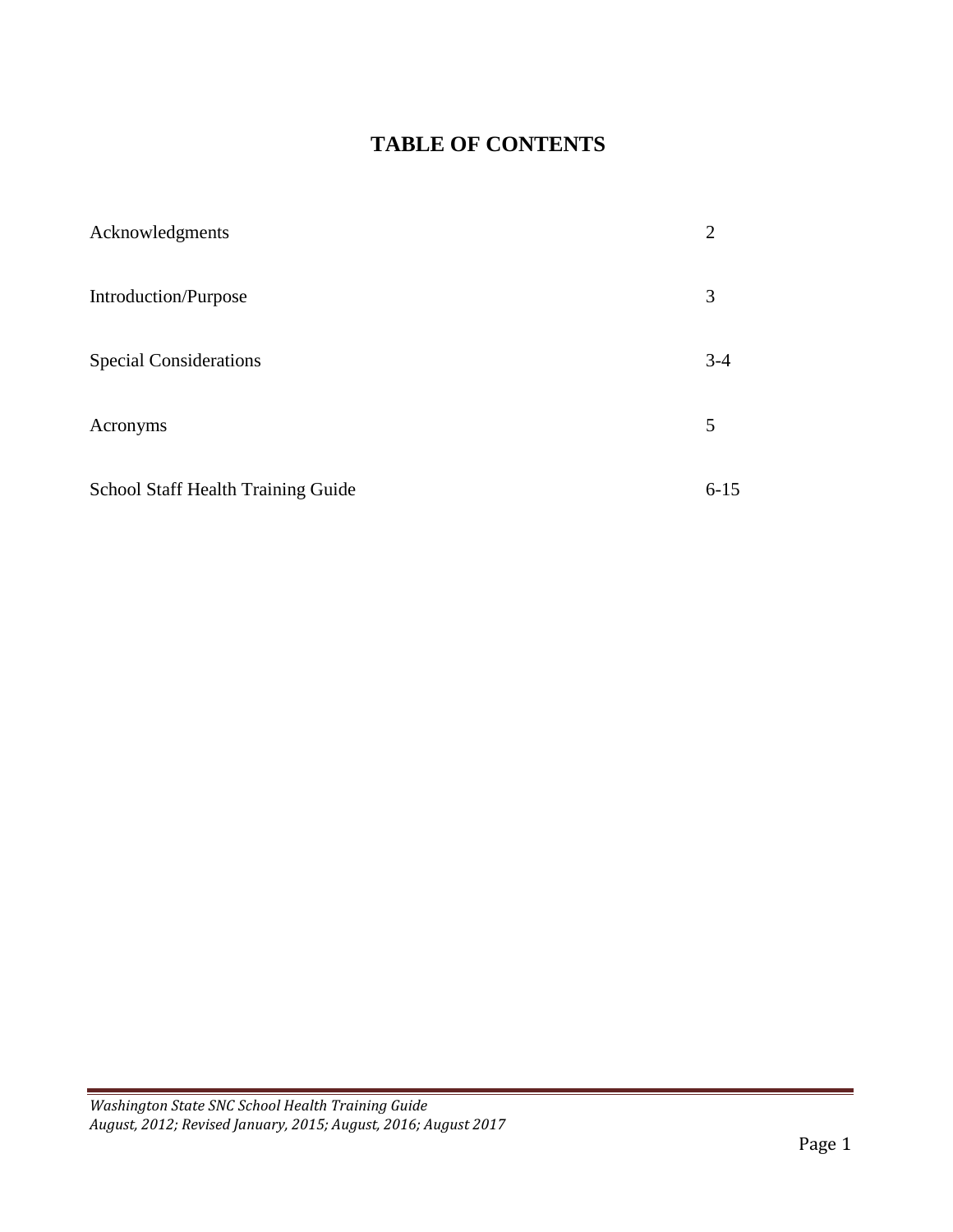# TABLE OF CONTENTS

| | |
|---|---|
| Acknowledgments | 2 |
| Introduction/Purpose | 3 |
| Special Considerations | 3-4 |
| Acronyms | 5 |
| School Staff Health Training Guide | 6-15 |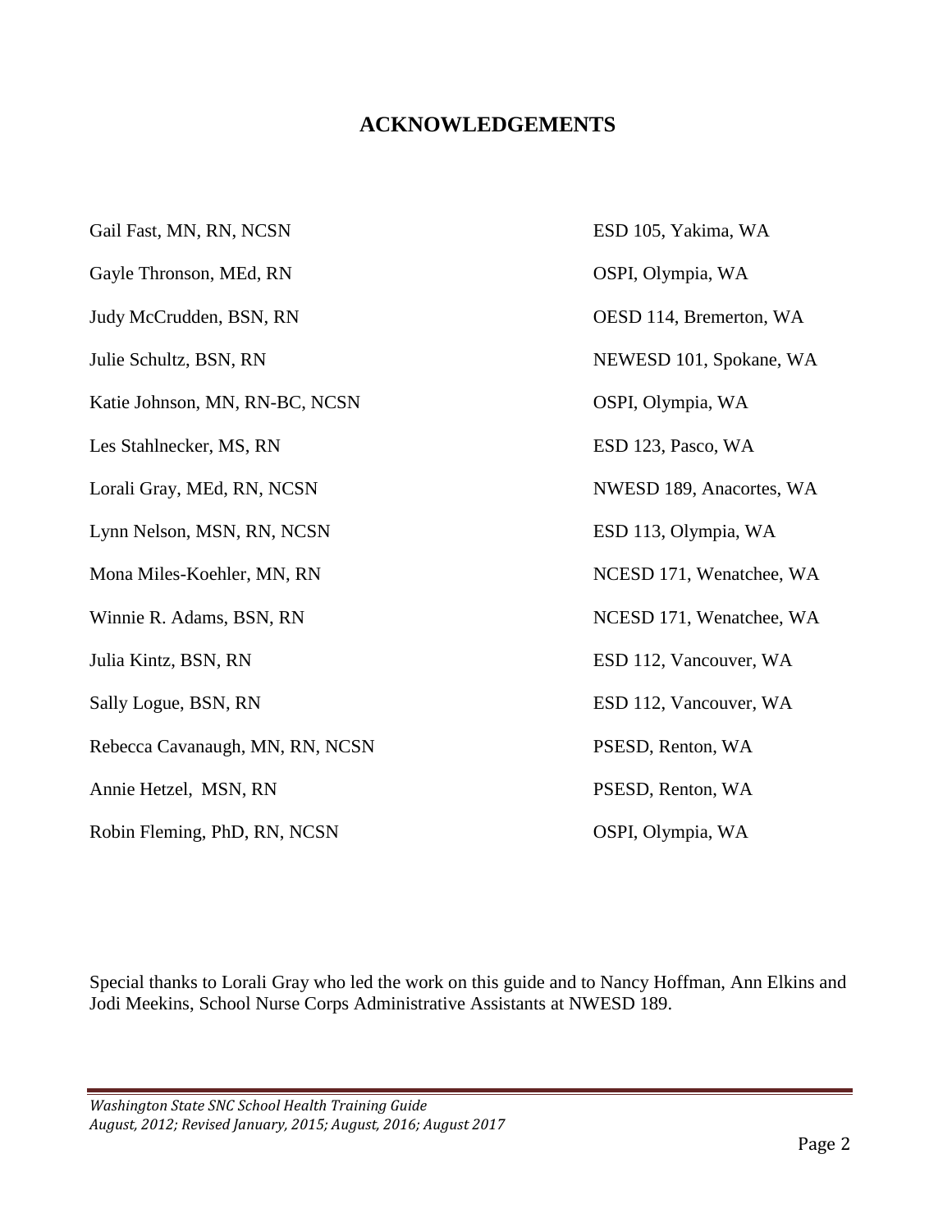# ACKNOWLEDGEMENTS

| | |
|---|---|
| Gail Fast, MN, RN, NCSN | ESD 105, Yakima, WA |
| Gayle Thronson, MEd, RN | OSPI, Olympia, WA |
| Judy McCrudden, BSN, RN | OESD 114, Bremerton, WA |
| Julie Schultz, BSN, RN | NEWESD 101, Spokane, WA |
| Katie Johnson, MN, RN-BC, NCSN | OSPI, Olympia, WA |
| Les Stahlnecker, MS, RN | ESD 123, Pasco, WA |
| Lorali Gray, MEd, RN, NCSN | NWESD 189, Anacortes, WA |
| Lynn Nelson, MSN, RN, NCSN | ESD 113, Olympia, WA |
| Mona Miles-Koehler, MN, RN | NCESD 171, Wenatchee, WA |
| Winnie R. Adams, BSN, RN | NCESD 171, Wenatchee, WA |
| Julia Kintz, BSN, RN | ESD 112, Vancouver, WA |
| Sally Logue, BSN, RN | ESD 112, Vancouver, WA |
| Rebecca Cavanaugh, MN, RN, NCSN | PSESD, Renton, WA |
| Annie Hetzel, MSN, RN | PSESD, Renton, WA |
| Robin Fleming, PhD, RN, NCSN | OSPI, Olympia, WA |

Special thanks to Lorali Gray who led the work on this guide and to Nancy Hoffman, Ann Elkins and Jodi Meekins, School Nurse Corps Administrative Assistants at NWESD 189.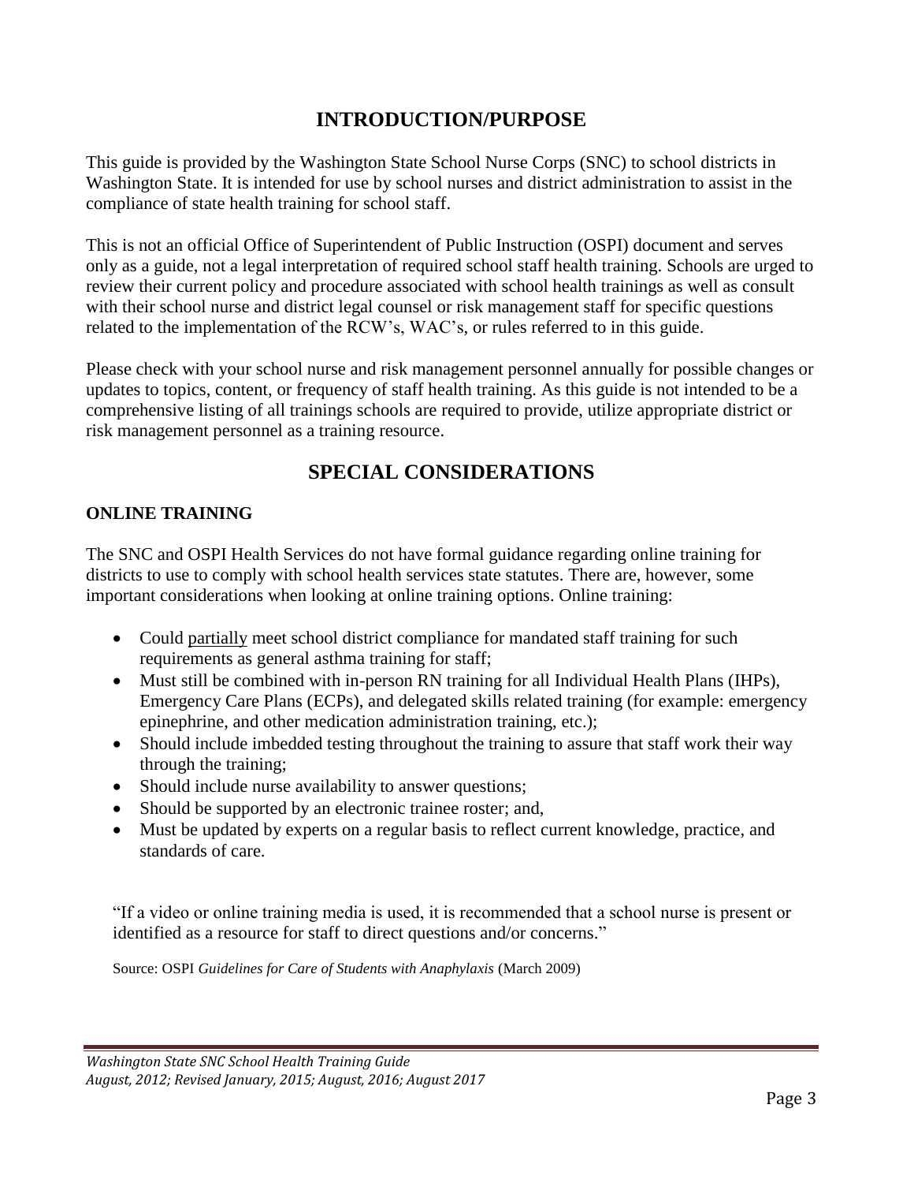# INTRODUCTION/PURPOSE

This guide is provided by the Washington State School Nurse Corps (SNC) to school districts in Washington State. It is intended for use by school nurses and district administration to assist in the compliance of state health training for school staff.

This is not an official Office of Superintendent of Public Instruction (OSPI) document and serves only as a guide, not a legal interpretation of required school staff health training. Schools are urged to review their current policy and procedure associated with school health trainings as well as consult with their school nurse and district legal counsel or risk management staff for specific questions related to the implementation of the RCW's, WAC's, or rules referred to in this guide.

Please check with your school nurse and risk management personnel annually for possible changes or updates to topics, content, or frequency of staff health training. As this guide is not intended to be a comprehensive listing of all trainings schools are required to provide, utilize appropriate district or risk management personnel as a training resource.

# SPECIAL CONSIDERATIONS

### ONLINE TRAINING

The SNC and OSPI Health Services do not have formal guidance regarding online training for districts to use to comply with school health services state statutes. There are, however, some important considerations when looking at online training options. Online training:

- Could partially meet school district compliance for mandated staff training for such requirements as general asthma training for staff;
- Must still be combined with in-person RN training for all Individual Health Plans (IHPs), Emergency Care Plans (ECPs), and delegated skills related training (for example: emergency epinephrine, and other medication administration training, etc.);
- Should include imbedded testing throughout the training to assure that staff work their way through the training;
- Should include nurse availability to answer questions;
- Should be supported by an electronic trainee roster; and,
- Must be updated by experts on a regular basis to reflect current knowledge, practice, and standards of care.

"If a video or online training media is used, it is recommended that a school nurse is present or identified as a resource for staff to direct questions and/or concerns."

Source: OSPI *Guidelines for Care of Students with Anaphylaxis* (March 2009)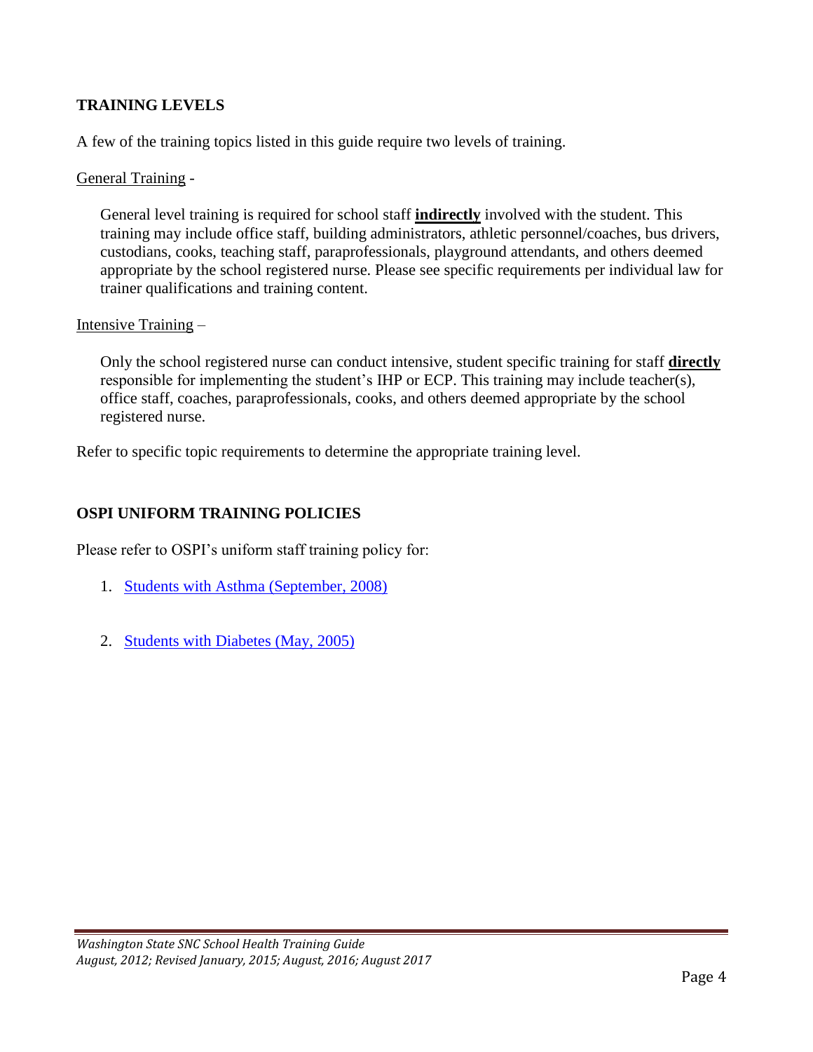## TRAINING LEVELS

A few of the training topics listed in this guide require two levels of training.

General Training -

> General level training is required for school staff **indirectly** involved with the student. This training may include office staff, building administrators, athletic personnel/coaches, bus drivers, custodians, cooks, teaching staff, paraprofessionals, playground attendants, and others deemed appropriate by the school registered nurse. Please see specific requirements per individual law for trainer qualifications and training content.

Intensive Training –

> Only the school registered nurse can conduct intensive, student specific training for staff **directly** responsible for implementing the student's IHP or ECP. This training may include teacher(s), office staff, coaches, paraprofessionals, cooks, and others deemed appropriate by the school registered nurse.

Refer to specific topic requirements to determine the appropriate training level.

## OSPI UNIFORM TRAINING POLICIES

Please refer to OSPI's uniform staff training policy for:

1. Students with Asthma (September, 2008)
2. Students with Diabetes (May, 2005)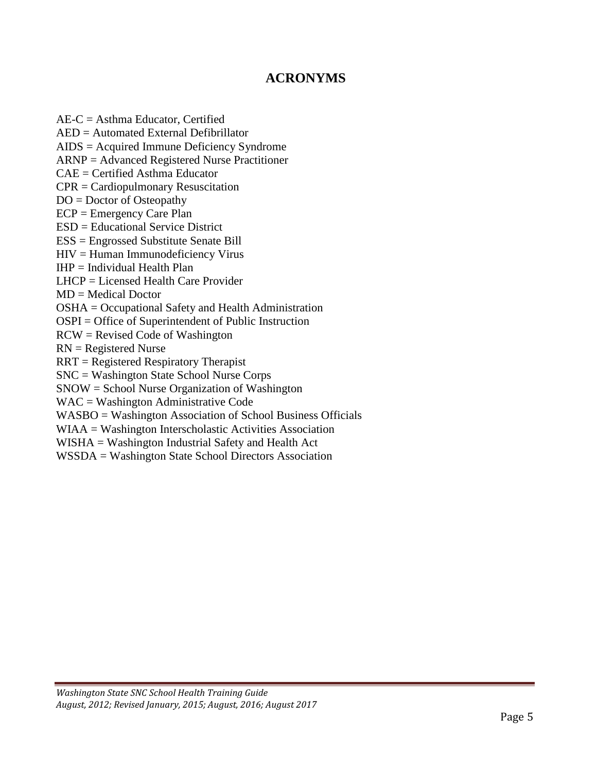# ACRONYMS

AE-C = Asthma Educator, Certified
AED = Automated External Defibrillator
AIDS = Acquired Immune Deficiency Syndrome
ARNP = Advanced Registered Nurse Practitioner
CAE = Certified Asthma Educator
CPR = Cardiopulmonary Resuscitation
DO = Doctor of Osteopathy
ECP = Emergency Care Plan
ESD = Educational Service District
ESS = Engrossed Substitute Senate Bill
HIV = Human Immunodeficiency Virus
IHP = Individual Health Plan
LHCP = Licensed Health Care Provider
MD = Medical Doctor
OSHA = Occupational Safety and Health Administration
OSPI = Office of Superintendent of Public Instruction
RCW = Revised Code of Washington
RN = Registered Nurse
RRT = Registered Respiratory Therapist
SNC = Washington State School Nurse Corps
SNOW = School Nurse Organization of Washington
WAC = Washington Administrative Code
WASBO = Washington Association of School Business Officials
WIAA = Washington Interscholastic Activities Association
WISHA = Washington Industrial Safety and Health Act
WSSDA = Washington State School Directors Association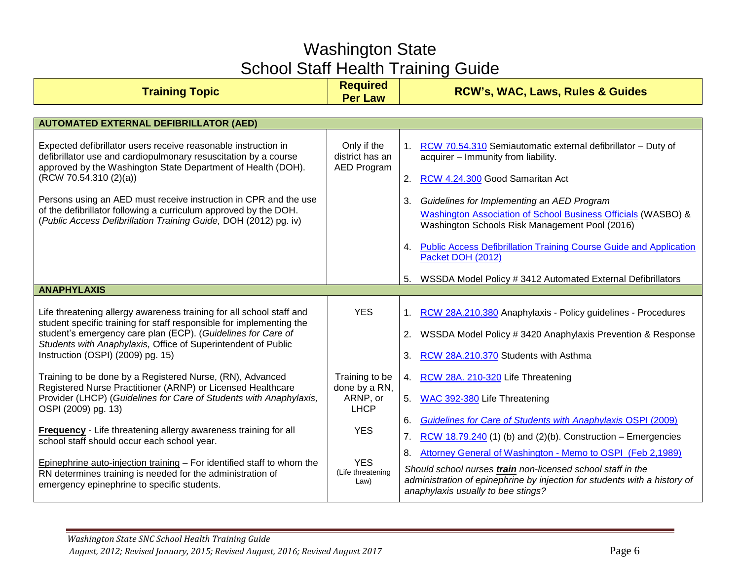# Washington State
# School Staff Health Training Guide

| Training Topic | Required Per Law | RCW's, WAC, Laws, Rules & Guides |
|---|---|---|
| **AUTOMATED EXTERNAL DEFIBRILLATOR (AED)** | | |
| Expected defibrillator users receive reasonable instruction in defibrillator use and cardiopulmonary resuscitation by a course approved by the Washington State Department of Health (DOH). (RCW 70.54.310 (2)(a))<br><br>Persons using an AED must receive instruction in CPR and the use of the defibrillator following a curriculum approved by the DOH. (*Public Access Defibrillation Training Guide,* DOH (2012) pg. iv) | Only if the district has an AED Program | 1. RCW 70.54.310 Semiautomatic external defibrillator – Duty of acquirer – Immunity from liability.<br>2. RCW 4.24.300 Good Samaritan Act<br>3. *Guidelines for Implementing an AED Program* Washington Association of School Business Officials (WASBO) & Washington Schools Risk Management Pool (2016)<br>4. Public Access Defibrillation Training Course Guide and Application Packet DOH (2012)<br>5. WSSDA Model Policy # 3412 Automated External Defibrillators |
| **ANAPHYLAXIS** | | |
| Life threatening allergy awareness training for all school staff and student specific training for staff responsible for implementing the student's emergency care plan (ECP). (*Guidelines for Care of Students with Anaphylaxis,* Office of Superintendent of Public Instruction (OSPI) (2009) pg. 15) | YES | 1. RCW 28A.210.380 Anaphylaxis - Policy guidelines - Procedures<br>2. WSSDA Model Policy # 3420 Anaphylaxis Prevention & Response<br>3. RCW 28A.210.370 Students with Asthma |
| Training to be done by a Registered Nurse, (RN), Advanced Registered Nurse Practitioner (ARNP) or Licensed Healthcare Provider (LHCP) (*Guidelines for Care of Students with Anaphylaxis,* OSPI (2009) pg. 13) | Training to be done by a RN, ARNP, or LHCP | 4. RCW 28A. 210-320 Life Threatening<br>5. WAC 392-380 Life Threatening<br>6. *Guidelines for Care of Students with Anaphylaxis* OSPI (2009) |
| **Frequency** - Life threatening allergy awareness training for all school staff should occur each school year. | YES | 7. RCW 18.79.240 (1) (b) and (2)(b). Construction – Emergencies<br>8. Attorney General of Washington - Memo to OSPI (Feb 2,1989) |
| Epinephrine auto-injection training – For identified staff to whom the RN determines training is needed for the administration of emergency epinephrine to specific students. | YES (Life threatening Law) | *Should school nurses **train** non-licensed school staff in the administration of epinephrine by injection for students with a history of anaphylaxis usually to bee stings?* |

*Washington State SNC School Health Training Guide*
*August, 2012; Revised January, 2015; Revised August, 2016; Revised August 2017*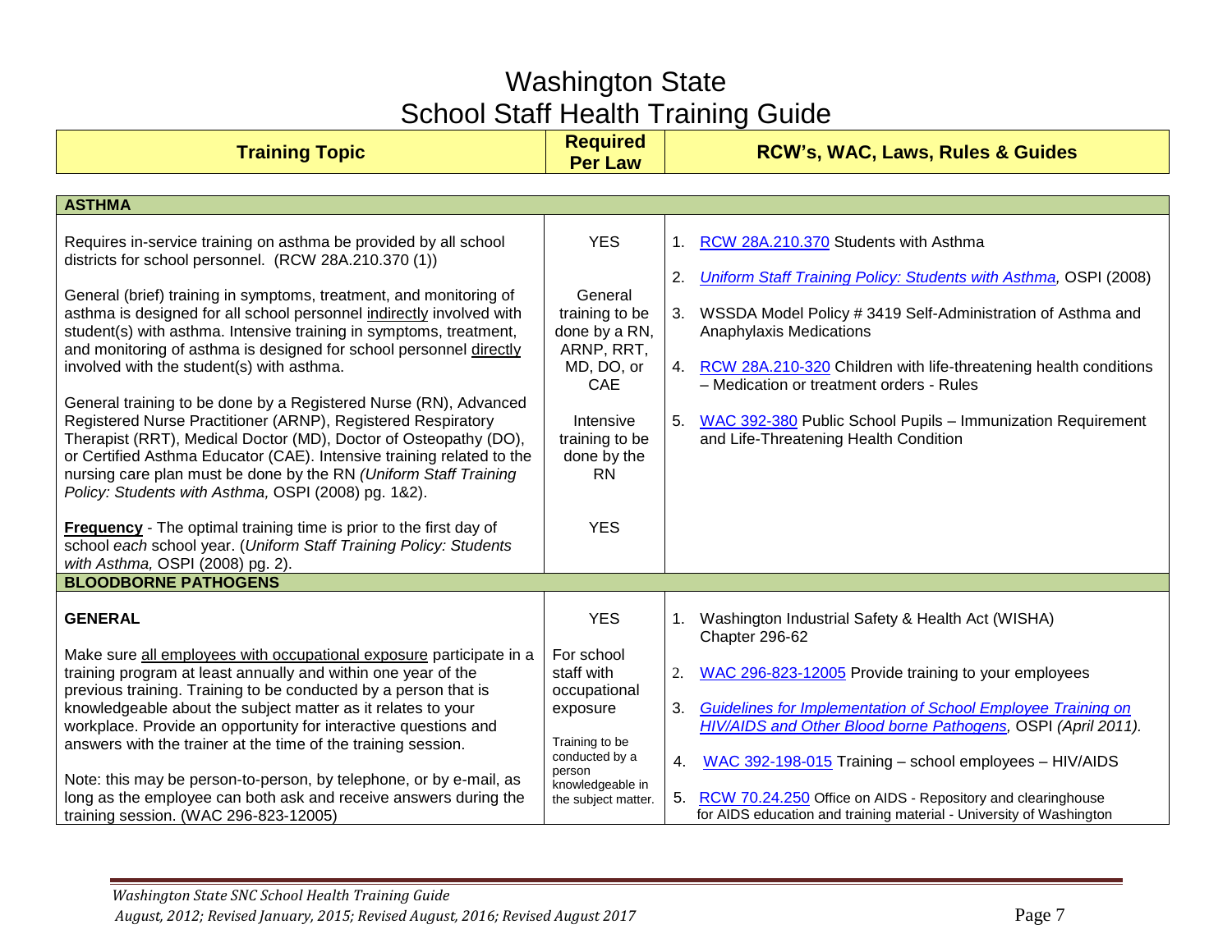# Washington State
## School Staff Health Training Guide

| Training Topic | Required Per Law | RCW's, WAC, Laws, Rules & Guides |
|---|---|---|
| **ASTHMA** | | |
| Requires in-service training on asthma be provided by all school districts for school personnel. (RCW 28A.210.370 (1)) | YES | 1. RCW 28A.210.370 Students with Asthma |
| General (brief) training in symptoms, treatment, and monitoring of asthma is designed for all school personnel indirectly involved with student(s) with asthma. Intensive training in symptoms, treatment, and monitoring of asthma is designed for school personnel directly involved with the student(s) with asthma. | General training to be done by a RN, ARNP, RRT, MD, DO, or CAE | 2. *Uniform Staff Training Policy: Students with Asthma,* OSPI (2008)<br>3. WSSDA Model Policy # 3419 Self-Administration of Asthma and Anaphylaxis Medications<br>4. RCW 28A.210-320 Children with life-threatening health conditions – Medication or treatment orders - Rules |
| General training to be done by a Registered Nurse (RN), Advanced Registered Nurse Practitioner (ARNP), Registered Respiratory Therapist (RRT), Medical Doctor (MD), Doctor of Osteopathy (DO), or Certified Asthma Educator (CAE). Intensive training related to the nursing care plan must be done by the RN *(Uniform Staff Training Policy: Students with Asthma,* OSPI (2008) pg. 1&2). | Intensive training to be done by the RN | 5. WAC 392-380 Public School Pupils – Immunization Requirement and Life-Threatening Health Condition |
| **Frequency** - The optimal training time is prior to the first day of school *each* school year. (*Uniform Staff Training Policy: Students with Asthma,* OSPI (2008) pg. 2). | YES | |
| **BLOODBORNE PATHOGENS** | | |
| **GENERAL** | YES | 1. Washington Industrial Safety & Health Act (WISHA) Chapter 296-62 |
| Make sure all employees with occupational exposure participate in a training program at least annually and within one year of the previous training. Training to be conducted by a person that is knowledgeable about the subject matter as it relates to your workplace. Provide an opportunity for interactive questions and answers with the trainer at the time of the training session. | For school staff with occupational exposure<br><br>Training to be conducted by a person knowledgeable in the subject matter. | 2. WAC 296-823-12005 Provide training to your employees<br>3. *Guidelines for Implementation of School Employee Training on HIV/AIDS and Other Blood borne Pathogens,* OSPI *(April 2011).* |
| Note: this may be person-to-person, by telephone, or by e-mail, as long as the employee can both ask and receive answers during the training session. (WAC 296-823-12005) | | 4. WAC 392-198-015 Training – school employees – HIV/AIDS<br>5. RCW 70.24.250 Office on AIDS - Repository and clearinghouse for AIDS education and training material - University of Washington |

*Washington State SNC School Health Training Guide*
*August, 2012; Revised January, 2015; Revised August, 2016; Revised August 2017*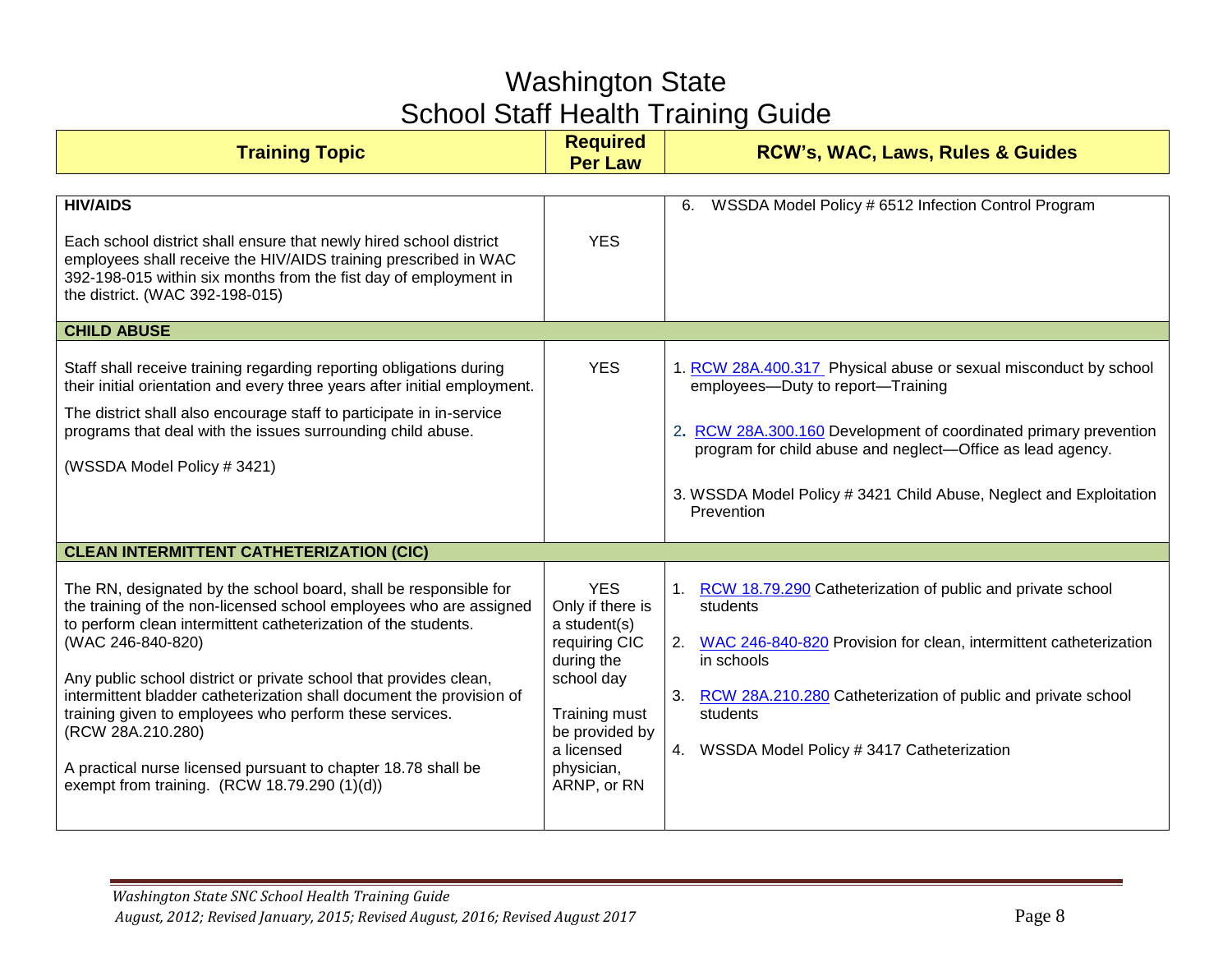# Washington State School Staff Health Training Guide

| Training Topic | Required Per Law | RCW's, WAC, Laws, Rules & Guides |
|---|---|---|
| **HIV/AIDS**<br><br>Each school district shall ensure that newly hired school district employees shall receive the HIV/AIDS training prescribed in WAC 392-198-015 within six months from the fist day of employment in the district. (WAC 392-198-015) | YES | 6. WSSDA Model Policy # 6512 Infection Control Program |
| **CHILD ABUSE** | | |
| Staff shall receive training regarding reporting obligations during their initial orientation and every three years after initial employment.<br><br>The district shall also encourage staff to participate in in-service programs that deal with the issues surrounding child abuse.<br><br>(WSSDA Model Policy # 3421) | YES | 1. RCW 28A.400.317 Physical abuse or sexual misconduct by school employees—Duty to report—Training<br><br>2. RCW 28A.300.160 Development of coordinated primary prevention program for child abuse and neglect—Office as lead agency.<br><br>3. WSSDA Model Policy # 3421 Child Abuse, Neglect and Exploitation Prevention |
| **CLEAN INTERMITTENT CATHETERIZATION (CIC)** | | |
| The RN, designated by the school board, shall be responsible for the training of the non-licensed school employees who are assigned to perform clean intermittent catheterization of the students. (WAC 246-840-820)<br><br>Any public school district or private school that provides clean, intermittent bladder catheterization shall document the provision of training given to employees who perform these services. (RCW 28A.210.280)<br><br>A practical nurse licensed pursuant to chapter 18.78 shall be exempt from training. (RCW 18.79.290 (1)(d)) | YES Only if there is a student(s) requiring CIC during the school day<br><br>Training must be provided by a licensed physician, ARNP, or RN | 1. RCW 18.79.290 Catheterization of public and private school students<br><br>2. WAC 246-840-820 Provision for clean, intermittent catheterization in schools<br><br>3. RCW 28A.210.280 Catheterization of public and private school students<br><br>4. WSSDA Model Policy # 3417 Catheterization |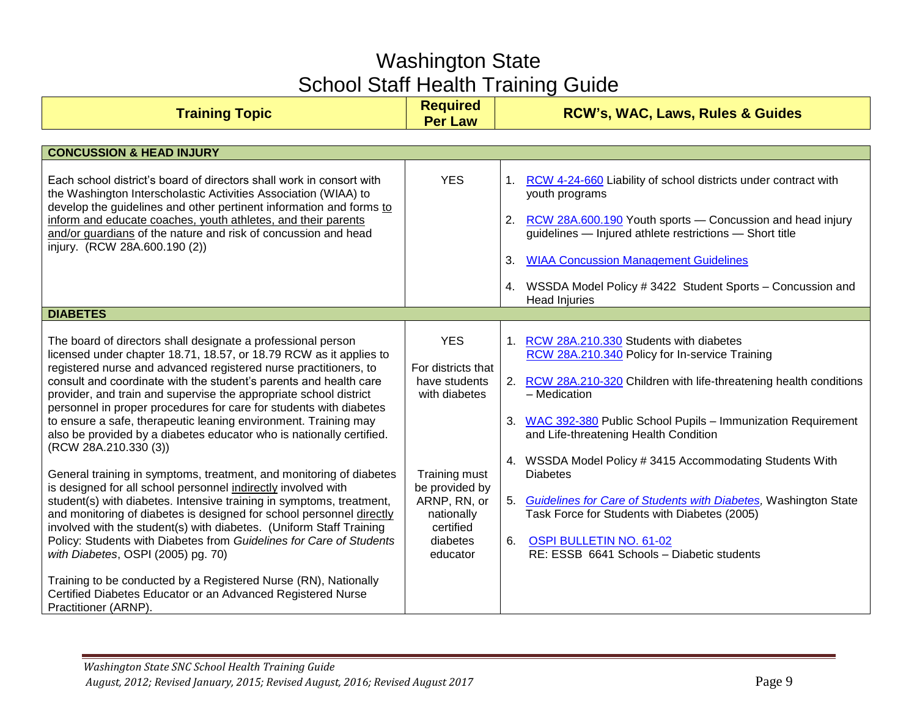# Washington State
# School Staff Health Training Guide

| Training Topic | Required Per Law | RCW's, WAC, Laws, Rules & Guides |
|---|---|---|
| **CONCUSSION & HEAD INJURY** | | |
| Each school district's board of directors shall work in consort with the Washington Interscholastic Activities Association (WIAA) to develop the guidelines and other pertinent information and forms <u>to inform and educate coaches, youth athletes, and their parents and/or guardians</u> of the nature and risk of concussion and head injury. (RCW 28A.600.190 (2)) | YES | 1. RCW 4-24-660 Liability of school districts under contract with youth programs<br>2. RCW 28A.600.190 Youth sports — Concussion and head injury guidelines — Injured athlete restrictions — Short title<br>3. WIAA Concussion Management Guidelines<br>4. WSSDA Model Policy # 3422 Student Sports – Concussion and Head Injuries |
| **DIABETES** | | |
| The board of directors shall designate a professional person licensed under chapter 18.71, 18.57, or 18.79 RCW as it applies to registered nurse and advanced registered nurse practitioners, to consult and coordinate with the student's parents and health care provider, and train and supervise the appropriate school district personnel in proper procedures for care for students with diabetes to ensure a safe, therapeutic leaning environment. Training may also be provided by a diabetes educator who is nationally certified. (RCW 28A.210.330 (3))<br><br>General training in symptoms, treatment, and monitoring of diabetes is designed for all school personnel <u>indirectly</u> involved with student(s) with diabetes. Intensive training in symptoms, treatment, and monitoring of diabetes is designed for school personnel <u>directly</u> involved with the student(s) with diabetes. (Uniform Staff Training Policy: Students with Diabetes from *Guidelines for Care of Students with Diabetes*, OSPI (2005) pg. 70)<br><br>Training to be conducted by a Registered Nurse (RN), Nationally Certified Diabetes Educator or an Advanced Registered Nurse Practitioner (ARNP). | YES<br><br>For districts that have students with diabetes<br><br>Training must be provided by ARNP, RN, or nationally certified diabetes educator | 1. RCW 28A.210.330 Students with diabetes<br>RCW 28A.210.340 Policy for In-service Training<br>2. RCW 28A.210-320 Children with life-threatening health conditions – Medication<br>3. WAC 392-380 Public School Pupils – Immunization Requirement and Life-threatening Health Condition<br>4. WSSDA Model Policy # 3415 Accommodating Students With Diabetes<br>5. *Guidelines for Care of Students with Diabetes*, Washington State Task Force for Students with Diabetes (2005)<br>6. OSPI BULLETIN NO. 61-02<br>RE: ESSB 6641 Schools – Diabetic students |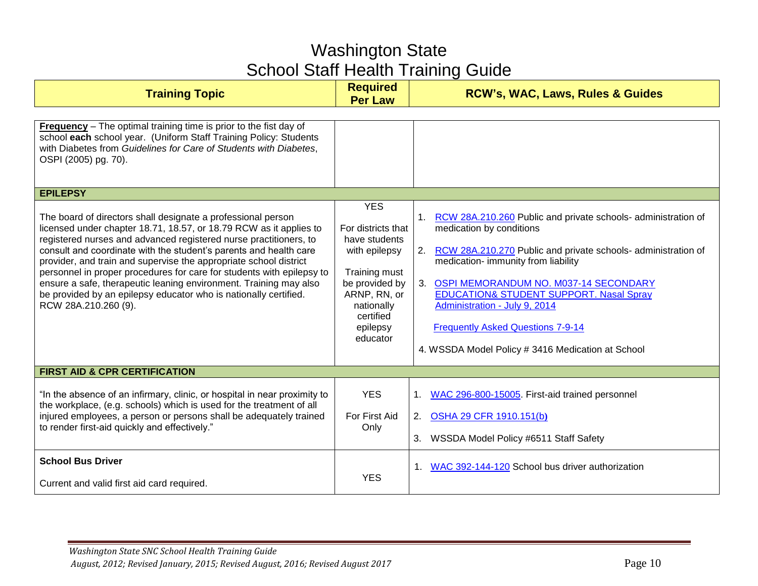# Washington State
# School Staff Health Training Guide

| Training Topic | Required Per Law | RCW's, WAC, Laws, Rules & Guides |
|---|---|---|
| **Frequency** – The optimal training time is prior to the fist day of school **each** school year. (Uniform Staff Training Policy: Students with Diabetes from *Guidelines for Care of Students with Diabetes*, OSPI (2005) pg. 70). | | |
| **EPILEPSY** | | |
| The board of directors shall designate a professional person licensed under chapter 18.71, 18.57, or 18.79 RCW as it applies to registered nurses and advanced registered nurse practitioners, to consult and coordinate with the student's parents and health care provider, and train and supervise the appropriate school district personnel in proper procedures for care for students with epilepsy to ensure a safe, therapeutic leaning environment. Training may also be provided by an epilepsy educator who is nationally certified. RCW 28A.210.260 (9). | YES<br><br>For districts that have students with epilepsy<br><br>Training must be provided by ARNP, RN, or nationally certified epilepsy educator | 1. RCW 28A.210.260 Public and private schools- administration of medication by conditions<br><br>2. RCW 28A.210.270 Public and private schools- administration of medication- immunity from liability<br><br>3. OSPI MEMORANDUM NO. M037-14 SECONDARY EDUCATION& STUDENT SUPPORT. Nasal Spray Administration - July 9, 2014<br><br>Frequently Asked Questions 7-9-14<br><br>4. WSSDA Model Policy # 3416 Medication at School |
| **FIRST AID & CPR CERTIFICATION** | | |
| "In the absence of an infirmary, clinic, or hospital in near proximity to the workplace, (e.g. schools) which is used for the treatment of all injured employees, a person or persons shall be adequately trained to render first-aid quickly and effectively." | YES<br><br>For First Aid Only | 1. WAC 296-800-15005. First-aid trained personnel<br><br>2. OSHA 29 CFR 1910.151(b)<br><br>3. WSSDA Model Policy #6511 Staff Safety |
| **School Bus Driver**<br><br>Current and valid first aid card required. | YES | 1. WAC 392-144-120 School bus driver authorization |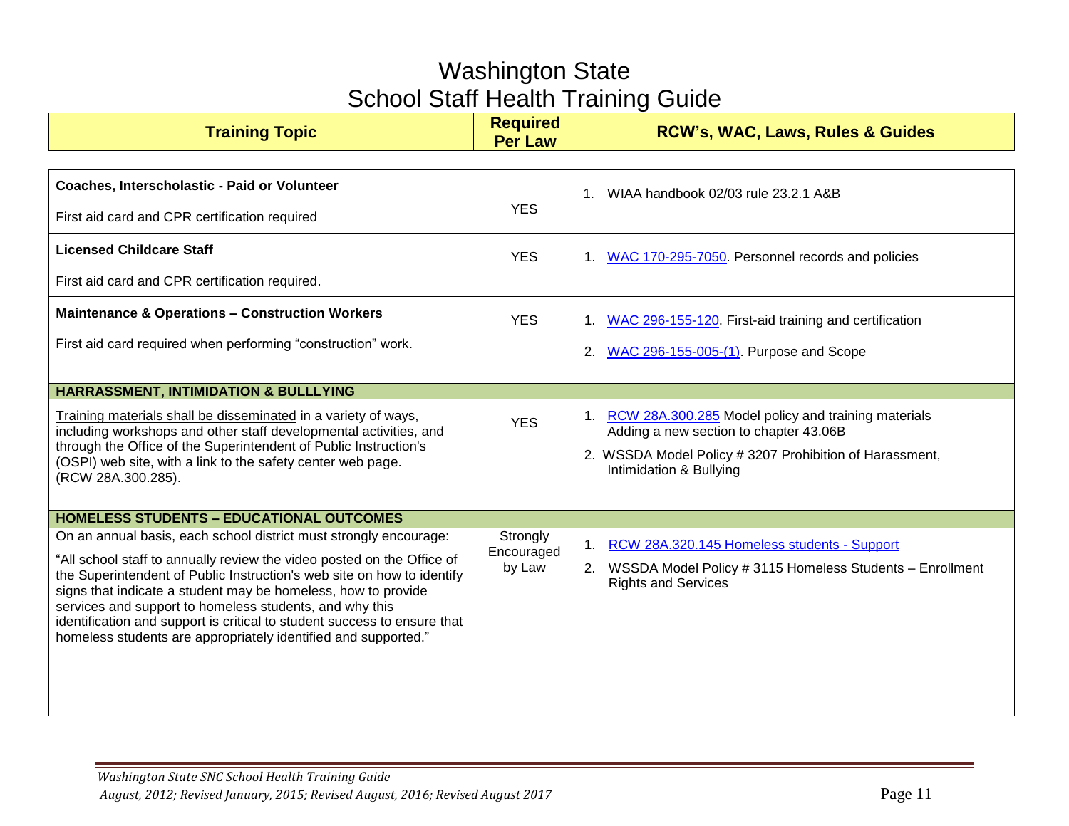# Washington State
# School Staff Health Training Guide

| Training Topic | Required Per Law | RCW's, WAC, Laws, Rules & Guides |
|---|---|---|
| **Coaches, Interscholastic - Paid or Volunteer**<br><br>First aid card and CPR certification required | YES | 1. WIAA handbook 02/03 rule 23.2.1 A&B |
| **Licensed Childcare Staff**<br><br>First aid card and CPR certification required. | YES | 1. WAC 170-295-7050. Personnel records and policies |
| **Maintenance & Operations – Construction Workers**<br><br>First aid card required when performing "construction" work. | YES | 1. WAC 296-155-120. First-aid training and certification<br><br>2. WAC 296-155-005-(1). Purpose and Scope |
| **HARRASSMENT, INTIMIDATION & BULLLYING** | | |
| Training materials shall be disseminated in a variety of ways, including workshops and other staff developmental activities, and through the Office of the Superintendent of Public Instruction's (OSPI) web site, with a link to the safety center web page. (RCW 28A.300.285). | YES | 1. RCW 28A.300.285 Model policy and training materials Adding a new section to chapter 43.06B<br><br>2. WSSDA Model Policy # 3207 Prohibition of Harassment, Intimidation & Bullying |
| **HOMELESS STUDENTS – EDUCATIONAL OUTCOMES** | | |
| On an annual basis, each school district must strongly encourage:<br><br>"All school staff to annually review the video posted on the Office of the Superintendent of Public Instruction's web site on how to identify signs that indicate a student may be homeless, how to provide services and support to homeless students, and why this identification and support is critical to student success to ensure that homeless students are appropriately identified and supported." | Strongly Encouraged by Law | 1. RCW 28A.320.145 Homeless students - Support<br><br>2. WSSDA Model Policy # 3115 Homeless Students – Enrollment Rights and Services |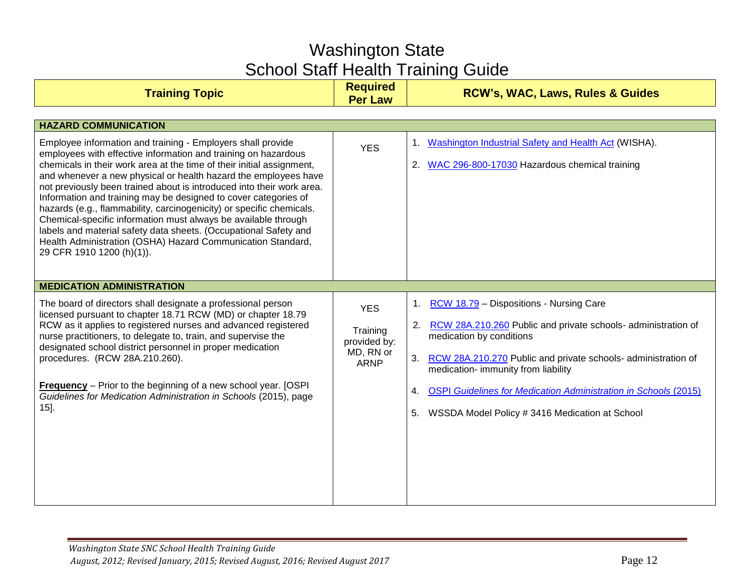# Washington State School Staff Health Training Guide

| Training Topic | Required Per Law | RCW's, WAC, Laws, Rules & Guides |
| --- | --- | --- |
| **HAZARD COMMUNICATION** | | |
| Employee information and training - Employers shall provide employees with effective information and training on hazardous chemicals in their work area at the time of their initial assignment, and whenever a new physical or health hazard the employees have not previously been trained about is introduced into their work area. Information and training may be designed to cover categories of hazards (e.g., flammability, carcinogenicity) or specific chemicals. Chemical-specific information must always be available through labels and material safety data sheets. (Occupational Safety and Health Administration (OSHA) Hazard Communication Standard, 29 CFR 1910 1200 (h)(1)). | YES | 1. Washington Industrial Safety and Health Act (WISHA).<br><br>2. WAC 296-800-17030 Hazardous chemical training |
| **MEDICATION ADMINISTRATION** | | |
| The board of directors shall designate a professional person licensed pursuant to chapter 18.71 RCW (MD) or chapter 18.79 RCW as it applies to registered nurses and advanced registered nurse practitioners, to delegate to, train, and supervise the designated school district personnel in proper medication procedures. (RCW 28A.210.260).<br><br>**Frequency** – Prior to the beginning of a new school year. [OSPI *Guidelines for Medication Administration in Schools* (2015), page 15]. | YES<br><br>Training provided by: MD, RN or ARNP | 1. RCW 18.79 – Dispositions - Nursing Care<br><br>2. RCW 28A.210.260 Public and private schools- administration of medication by conditions<br><br>3. RCW 28A.210.270 Public and private schools- administration of medication- immunity from liability<br><br>4. OSPI *Guidelines for Medication Administration in Schools* (2015)<br><br>5. WSSDA Model Policy # 3416 Medication at School |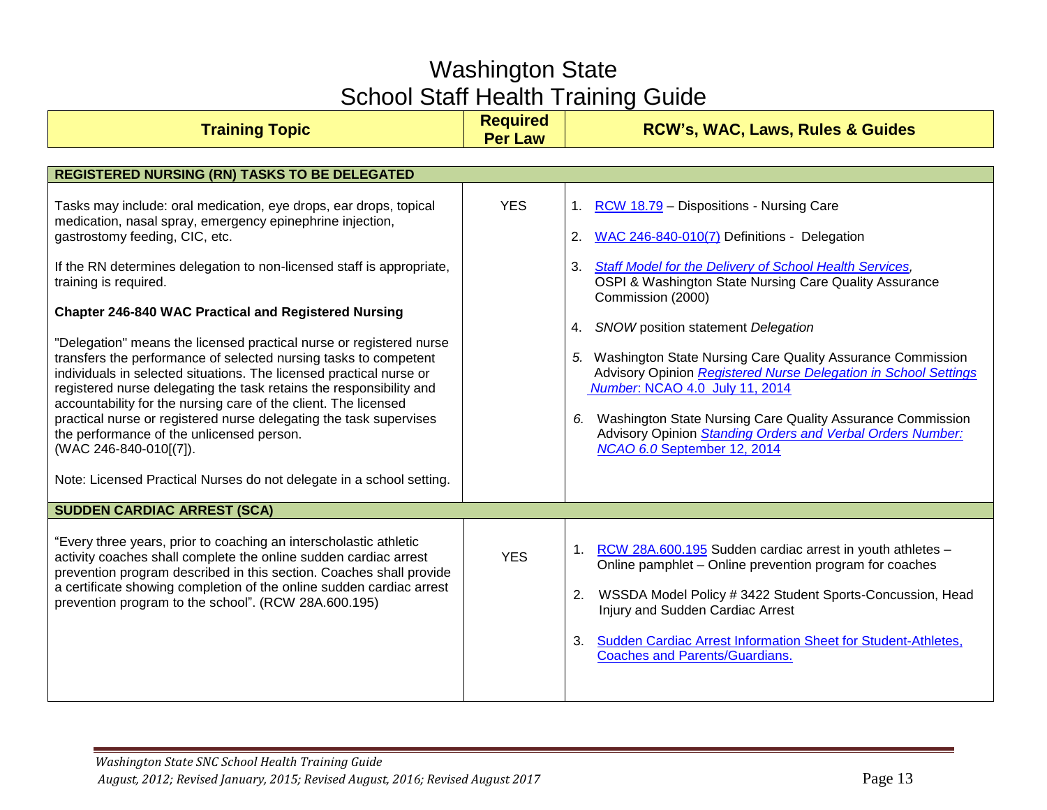# Washington State School Staff Health Training Guide

| Training Topic | Required Per Law | RCW's, WAC, Laws, Rules & Guides |
|---|---|---|
| **REGISTERED NURSING (RN) TASKS TO BE DELEGATED** | | |
| Tasks may include: oral medication, eye drops, ear drops, topical medication, nasal spray, emergency epinephrine injection, gastrostomy feeding, CIC, etc.<br><br>If the RN determines delegation to non-licensed staff is appropriate, training is required.<br><br>**Chapter 246-840 WAC Practical and Registered Nursing**<br><br>"Delegation" means the licensed practical nurse or registered nurse transfers the performance of selected nursing tasks to competent individuals in selected situations. The licensed practical nurse or registered nurse delegating the task retains the responsibility and accountability for the nursing care of the client. The licensed practical nurse or registered nurse delegating the task supervises the performance of the unlicensed person. (WAC 246-840-010[(7)).<br><br>Note: Licensed Practical Nurses do not delegate in a school setting. | YES | 1. RCW 18.79 – Dispositions - Nursing Care<br><br>2. WAC 246-840-010(7) Definitions - Delegation<br><br>3. *Staff Model for the Delivery of School Health Services*, OSPI & Washington State Nursing Care Quality Assurance Commission (2000)<br><br>4. *SNOW* position statement *Delegation*<br><br>5. Washington State Nursing Care Quality Assurance Commission Advisory Opinion *Registered Nurse Delegation in School Settings Number*: NCAO 4.0 July 11, 2014<br><br>6. Washington State Nursing Care Quality Assurance Commission Advisory Opinion *Standing Orders and Verbal Orders Number: NCAO 6.0* September 12, 2014 |
| **SUDDEN CARDIAC ARREST (SCA)** | | |
| "Every three years, prior to coaching an interscholastic athletic activity coaches shall complete the online sudden cardiac arrest prevention program described in this section. Coaches shall provide a certificate showing completion of the online sudden cardiac arrest prevention program to the school". (RCW 28A.600.195) | YES | 1. RCW 28A.600.195 Sudden cardiac arrest in youth athletes – Online pamphlet – Online prevention program for coaches<br><br>2. WSSDA Model Policy # 3422 Student Sports-Concussion, Head Injury and Sudden Cardiac Arrest<br><br>3. Sudden Cardiac Arrest Information Sheet for Student-Athletes, Coaches and Parents/Guardians. |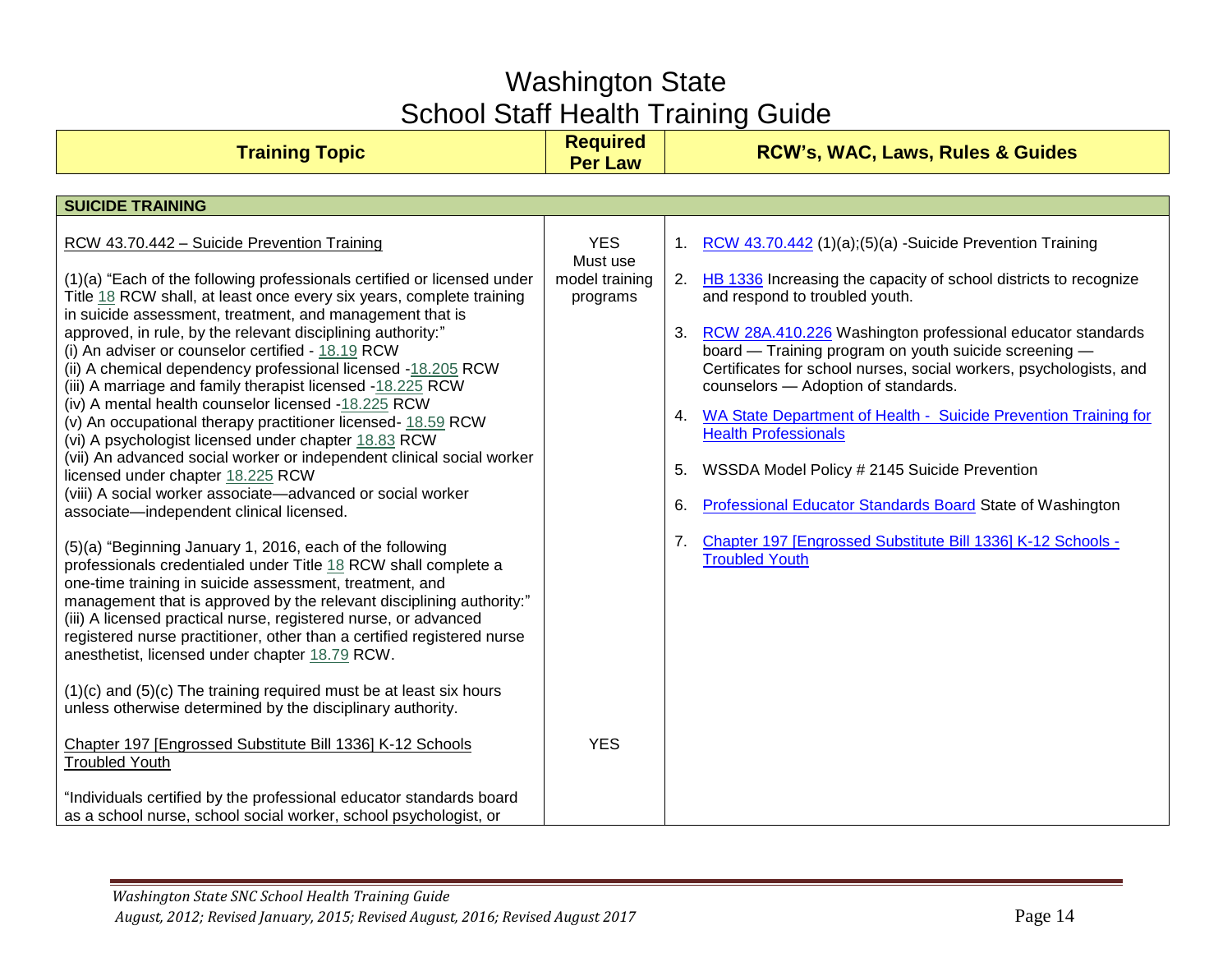# Washington State School Staff Health Training Guide

| Training Topic | Required Per Law | RCW's, WAC, Laws, Rules & Guides |
|---|---|---|
| **SUICIDE TRAINING** | | |
| RCW 43.70.442 – Suicide Prevention Training<br><br>(1)(a) "Each of the following professionals certified or licensed under Title 18 RCW shall, at least once every six years, complete training in suicide assessment, treatment, and management that is approved, in rule, by the relevant disciplining authority:"<br>(i) An adviser or counselor certified - 18.19 RCW<br>(ii) A chemical dependency professional licensed -18.205 RCW<br>(iii) A marriage and family therapist licensed -18.225 RCW<br>(iv) A mental health counselor licensed -18.225 RCW<br>(v) An occupational therapy practitioner licensed- 18.59 RCW<br>(vi) A psychologist licensed under chapter 18.83 RCW<br>(vii) An advanced social worker or independent clinical social worker licensed under chapter 18.225 RCW<br>(viii) A social worker associate—advanced or social worker associate—independent clinical licensed.<br><br>(5)(a) "Beginning January 1, 2016, each of the following professionals credentialed under Title 18 RCW shall complete a one-time training in suicide assessment, treatment, and management that is approved by the relevant disciplining authority:"<br>(iii) A licensed practical nurse, registered nurse, or advanced registered nurse practitioner, other than a certified registered nurse anesthetist, licensed under chapter 18.79 RCW.<br><br>(1)(c) and (5)(c) The training required must be at least six hours unless otherwise determined by the disciplinary authority. | YES<br>Must use model training programs | 1. RCW 43.70.442 (1)(a);(5)(a) -Suicide Prevention Training<br><br>2. HB 1336 Increasing the capacity of school districts to recognize and respond to troubled youth.<br><br>3. RCW 28A.410.226 Washington professional educator standards board — Training program on youth suicide screening — Certificates for school nurses, social workers, psychologists, and counselors — Adoption of standards.<br><br>4. WA State Department of Health - Suicide Prevention Training for Health Professionals<br><br>5. WSSDA Model Policy # 2145 Suicide Prevention<br><br>6. Professional Educator Standards Board State of Washington<br><br>7. Chapter 197 [Engrossed Substitute Bill 1336] K-12 Schools - Troubled Youth |
| Chapter 197 [Engrossed Substitute Bill 1336] K-12 Schools Troubled Youth<br><br>"Individuals certified by the professional educator standards board as a school nurse, school social worker, school psychologist, or | YES | |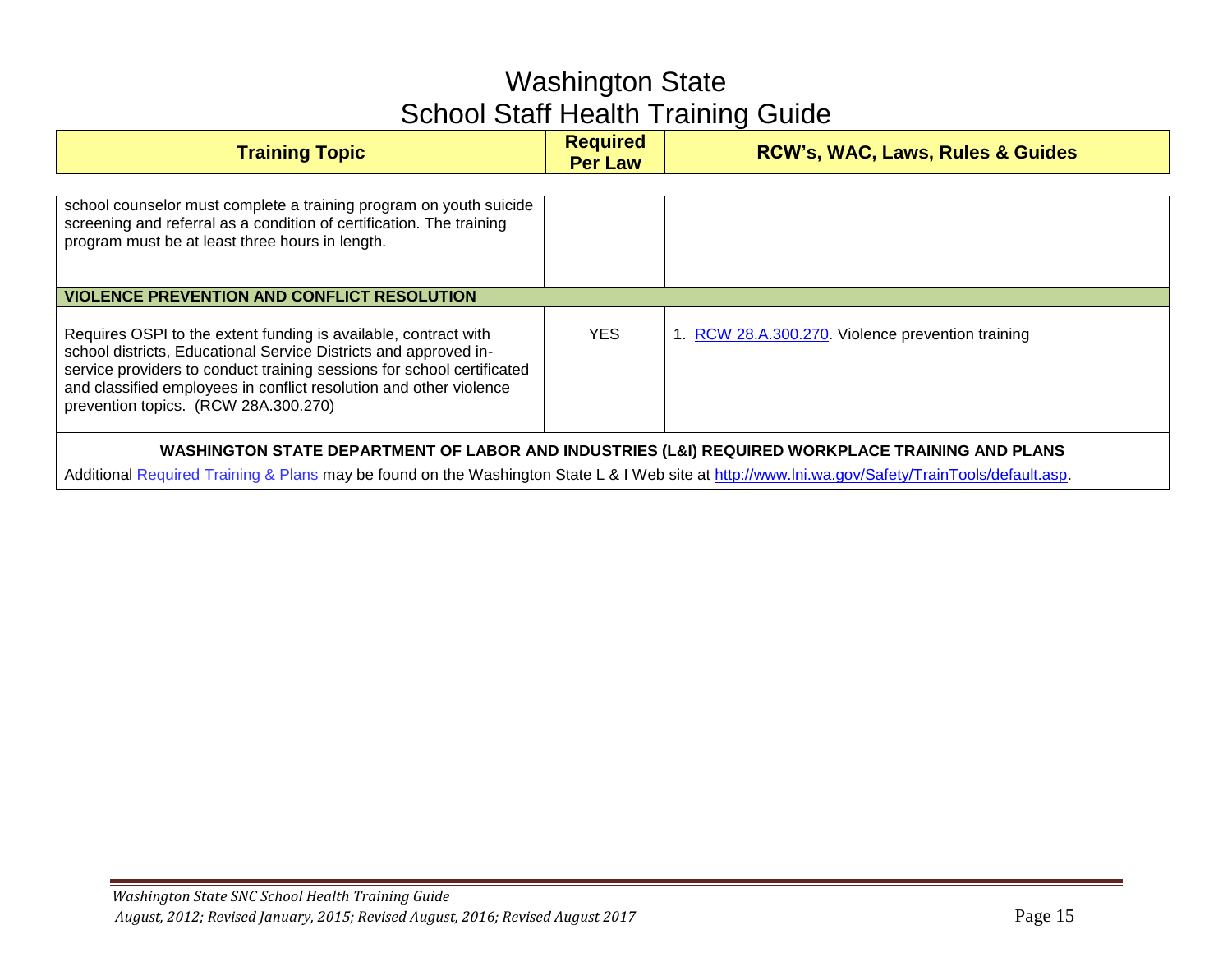# Washington State
# School Staff Health Training Guide

| Training Topic | Required Per Law | RCW's, WAC, Laws, Rules & Guides |
|---|---|---|
| school counselor must complete a training program on youth suicide screening and referral as a condition of certification. The training program must be at least three hours in length. | | |
| **VIOLENCE PREVENTION AND CONFLICT RESOLUTION** | | |
| Requires OSPI to the extent funding is available, contract with school districts, Educational Service Districts and approved in-service providers to conduct training sessions for school certificated and classified employees in conflict resolution and other violence prevention topics. (RCW 28A.300.270) | YES | 1. RCW 28.A.300.270. Violence prevention training |
| **WASHINGTON STATE DEPARTMENT OF LABOR AND INDUSTRIES (L&I) REQUIRED WORKPLACE TRAINING AND PLANS** | | |
| Additional Required Training & Plans may be found on the Washington State L & I Web site at http://www.lni.wa.gov/Safety/TrainTools/default.asp. | | |